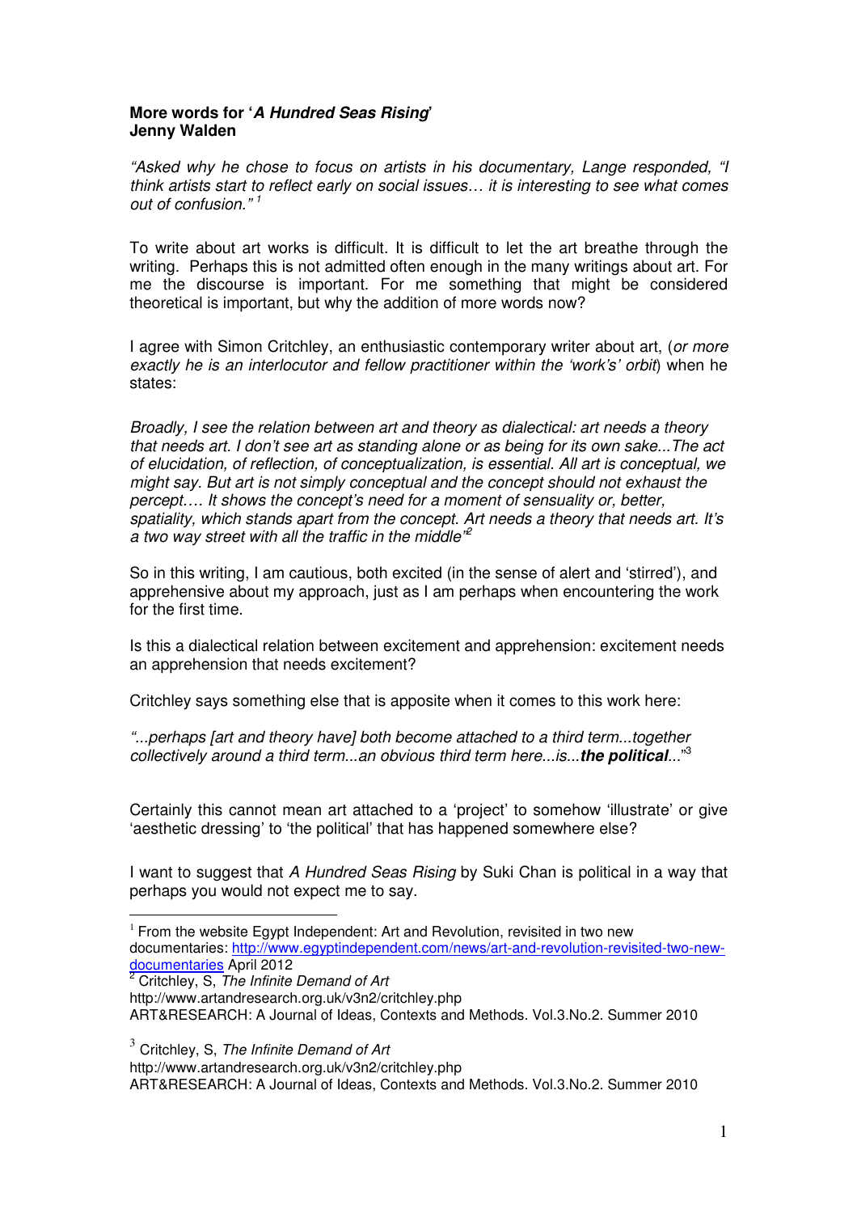**More words for '*A Hundred Seas Rising*'**
**Jenny Walden**

*"Asked why he chose to focus on artists in his documentary, Lange responded, "I think artists start to reflect early on social issues… it is interesting to see what comes out of confusion."* [1]

To write about art works is difficult. It is difficult to let the art breathe through the writing. Perhaps this is not admitted often enough in the many writings about art. For me the discourse is important. For me something that might be considered theoretical is important, but why the addition of more words now?

I agree with Simon Critchley, an enthusiastic contemporary writer about art, (*or more exactly he is an interlocutor and fellow practitioner within the 'work's' orbit*) when he states:

*Broadly, I see the relation between art and theory as dialectical: art needs a theory that needs art. I don't see art as standing alone or as being for its own sake...The act of elucidation, of reflection, of conceptualization, is essential. All art is conceptual, we might say. But art is not simply conceptual and the concept should not exhaust the percept…. It shows the concept's need for a moment of sensuality or, better, spatiality, which stands apart from the concept. Art needs a theory that needs art. It's a two way street with all the traffic in the middle"*[2]

So in this writing, I am cautious, both excited (in the sense of alert and 'stirred'), and apprehensive about my approach, just as I am perhaps when encountering the work for the first time.

Is this a dialectical relation between excitement and apprehension: excitement needs an apprehension that needs excitement?

Critchley says something else that is apposite when it comes to this work here:

*"...perhaps [art and theory have] both become attached to a third term...together collectively around a third term...an obvious third term here...is...**the political**..."*[3]

Certainly this cannot mean art attached to a 'project' to somehow 'illustrate' or give 'aesthetic dressing' to 'the political' that has happened somewhere else?

I want to suggest that *A Hundred Seas Rising* by Suki Chan is political in a way that perhaps you would not expect me to say.

---

[1] From the website Egypt Independent: Art and Revolution, revisited in two new documentaries: [http://www.egyptindependent.com/news/art-and-revolution-revisited-two-new-documentaries](http://www.egyptindependent.com/news/art-and-revolution-revisited-two-new-documentaries) April 2012

[2] Critchley, S, *The Infinite Demand of Art*
http://www.artandresearch.org.uk/v3n2/critchley.php
ART&RESEARCH: A Journal of Ideas, Contexts and Methods. Vol.3.No.2. Summer 2010

[3] Critchley, S, *The Infinite Demand of Art*
http://www.artandresearch.org.uk/v3n2/critchley.php
ART&RESEARCH: A Journal of Ideas, Contexts and Methods. Vol.3.No.2. Summer 2010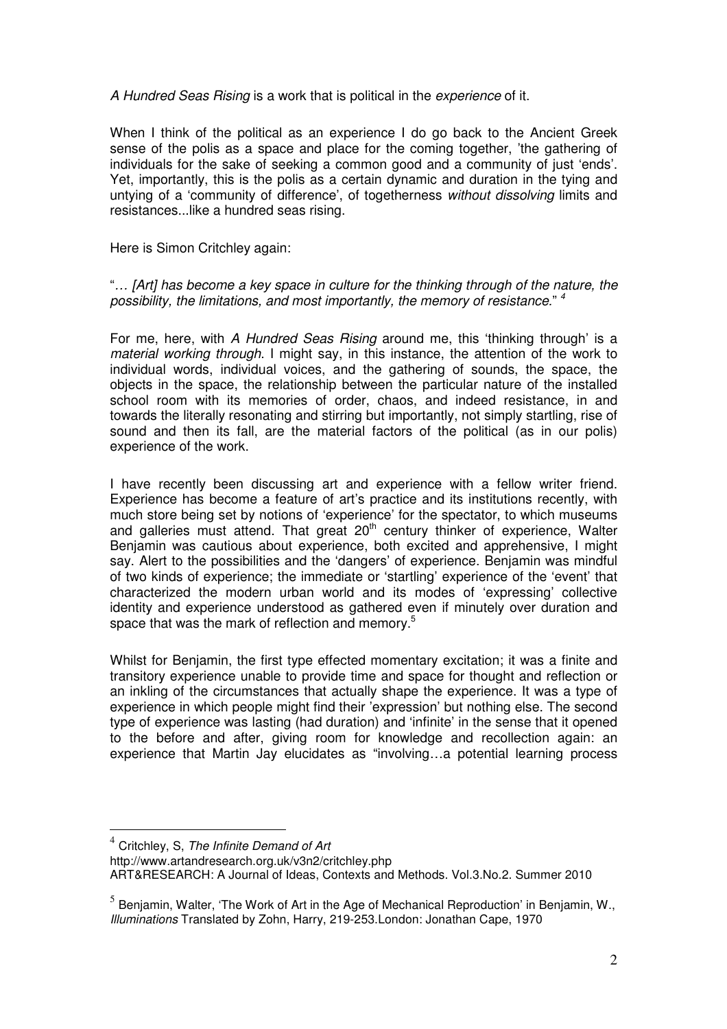*A Hundred Seas Rising* is a work that is political in the *experience* of it.

When I think of the political as an experience I do go back to the Ancient Greek sense of the polis as a space and place for the coming together, 'the gathering of individuals for the sake of seeking a common good and a community of just 'ends'. Yet, importantly, this is the polis as a certain dynamic and duration in the tying and untying of a 'community of difference', of togetherness *without dissolving* limits and resistances...like a hundred seas rising.

Here is Simon Critchley again:

"… *[Art] has become a key space in culture for the thinking through of the nature, the possibility, the limitations, and most importantly, the memory of resistance*." [4]

For me, here, with *A Hundred Seas Rising* around me, this 'thinking through' is a *material working through*. I might say, in this instance, the attention of the work to individual words, individual voices, and the gathering of sounds, the space, the objects in the space, the relationship between the particular nature of the installed school room with its memories of order, chaos, and indeed resistance, in and towards the literally resonating and stirring but importantly, not simply startling, rise of sound and then its fall, are the material factors of the political (as in our polis) experience of the work.

I have recently been discussing art and experience with a fellow writer friend. Experience has become a feature of art's practice and its institutions recently, with much store being set by notions of 'experience' for the spectator, to which museums and galleries must attend. That great 20th century thinker of experience, Walter Benjamin was cautious about experience, both excited and apprehensive, I might say. Alert to the possibilities and the 'dangers' of experience. Benjamin was mindful of two kinds of experience; the immediate or 'startling' experience of the 'event' that characterized the modern urban world and its modes of 'expressing' collective identity and experience understood as gathered even if minutely over duration and space that was the mark of reflection and memory.[5]

Whilst for Benjamin, the first type effected momentary excitation; it was a finite and transitory experience unable to provide time and space for thought and reflection or an inkling of the circumstances that actually shape the experience. It was a type of experience in which people might find their 'expression' but nothing else. The second type of experience was lasting (had duration) and 'infinite' in the sense that it opened to the before and after, giving room for knowledge and recollection again: an experience that Martin Jay elucidates as "involving…a potential learning process

---

[4] Critchley, S, *The Infinite Demand of Art*
http://www.artandresearch.org.uk/v3n2/critchley.php
ART&RESEARCH: A Journal of Ideas, Contexts and Methods. Vol.3.No.2. Summer 2010

[5] Benjamin, Walter, 'The Work of Art in the Age of Mechanical Reproduction' in Benjamin, W., *Illuminations* Translated by Zohn, Harry, 219-253.London: Jonathan Cape, 1970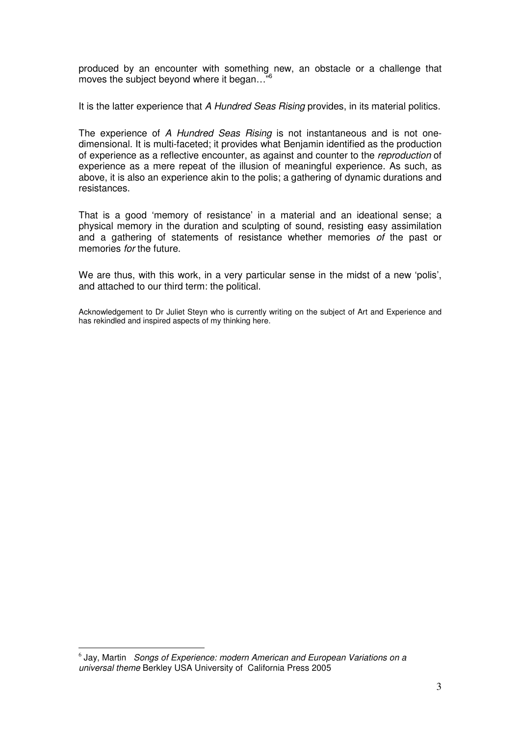produced by an encounter with something new, an obstacle or a challenge that moves the subject beyond where it began…"[6]

It is the latter experience that *A Hundred Seas Rising* provides, in its material politics.

The experience of *A Hundred Seas Rising* is not instantaneous and is not one-dimensional. It is multi-faceted; it provides what Benjamin identified as the production of experience as a reflective encounter, as against and counter to the *reproduction* of experience as a mere repeat of the illusion of meaningful experience. As such, as above, it is also an experience akin to the polis; a gathering of dynamic durations and resistances.

That is a good 'memory of resistance' in a material and an ideational sense; a physical memory in the duration and sculpting of sound, resisting easy assimilation and a gathering of statements of resistance whether memories *of* the past or memories *for* the future.

We are thus, with this work, in a very particular sense in the midst of a new 'polis', and attached to our third term: the political.

Acknowledgement to Dr Juliet Steyn who is currently writing on the subject of Art and Experience and has rekindled and inspired aspects of my thinking here.

---

[6] Jay, Martin *Songs of Experience: modern American and European Variations on a universal theme* Berkley USA University of California Press 2005